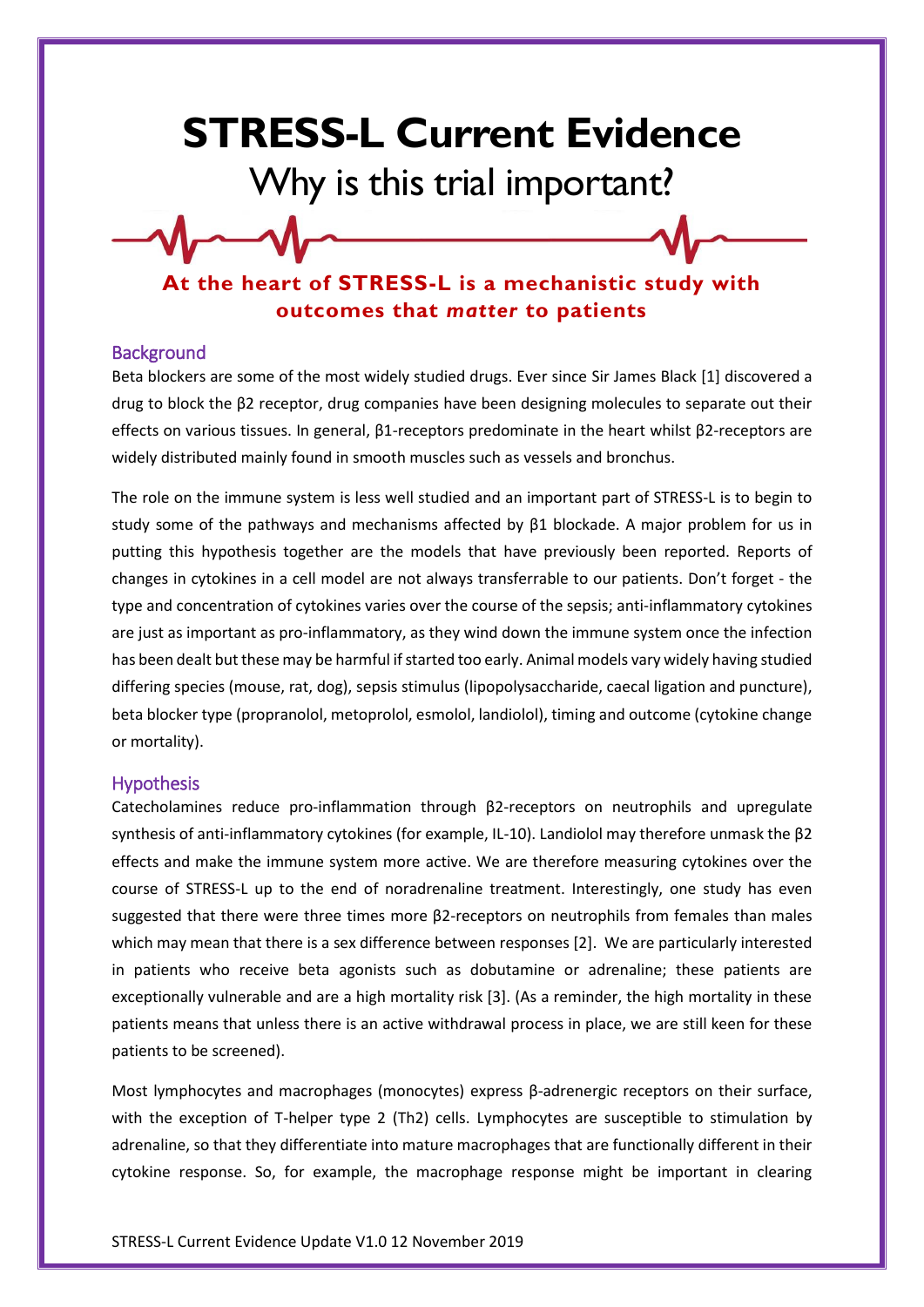# STRESS-L Current Evidence

## Why is this trial important?

**At the heart of STRESS-L is a mechanistic study with outcomes that *matter* to patients**

### Background

Beta blockers are some of the most widely studied drugs. Ever since Sir James Black [1] discovered a drug to block the β2 receptor, drug companies have been designing molecules to separate out their effects on various tissues. In general, β1-receptors predominate in the heart whilst β2-receptors are widely distributed mainly found in smooth muscles such as vessels and bronchus.

The role on the immune system is less well studied and an important part of STRESS-L is to begin to study some of the pathways and mechanisms affected by β1 blockade. A major problem for us in putting this hypothesis together are the models that have previously been reported. Reports of changes in cytokines in a cell model are not always transferrable to our patients. Don't forget - the type and concentration of cytokines varies over the course of the sepsis; anti-inflammatory cytokines are just as important as pro-inflammatory, as they wind down the immune system once the infection has been dealt but these may be harmful if started too early. Animal models vary widely having studied differing species (mouse, rat, dog), sepsis stimulus (lipopolysaccharide, caecal ligation and puncture), beta blocker type (propranolol, metoprolol, esmolol, landiolol), timing and outcome (cytokine change or mortality).

### Hypothesis

Catecholamines reduce pro-inflammation through β2-receptors on neutrophils and upregulate synthesis of anti-inflammatory cytokines (for example, IL-10). Landiolol may therefore unmask the β2 effects and make the immune system more active. We are therefore measuring cytokines over the course of STRESS-L up to the end of noradrenaline treatment. Interestingly, one study has even suggested that there were three times more β2-receptors on neutrophils from females than males which may mean that there is a sex difference between responses [2]. We are particularly interested in patients who receive beta agonists such as dobutamine or adrenaline; these patients are exceptionally vulnerable and are a high mortality risk [3]. (As a reminder, the high mortality in these patients means that unless there is an active withdrawal process in place, we are still keen for these patients to be screened).

Most lymphocytes and macrophages (monocytes) express β-adrenergic receptors on their surface, with the exception of T-helper type 2 (Th2) cells. Lymphocytes are susceptible to stimulation by adrenaline, so that they differentiate into mature macrophages that are functionally different in their cytokine response. So, for example, the macrophage response might be important in clearing

STRESS-L Current Evidence Update V1.0 12 November 2019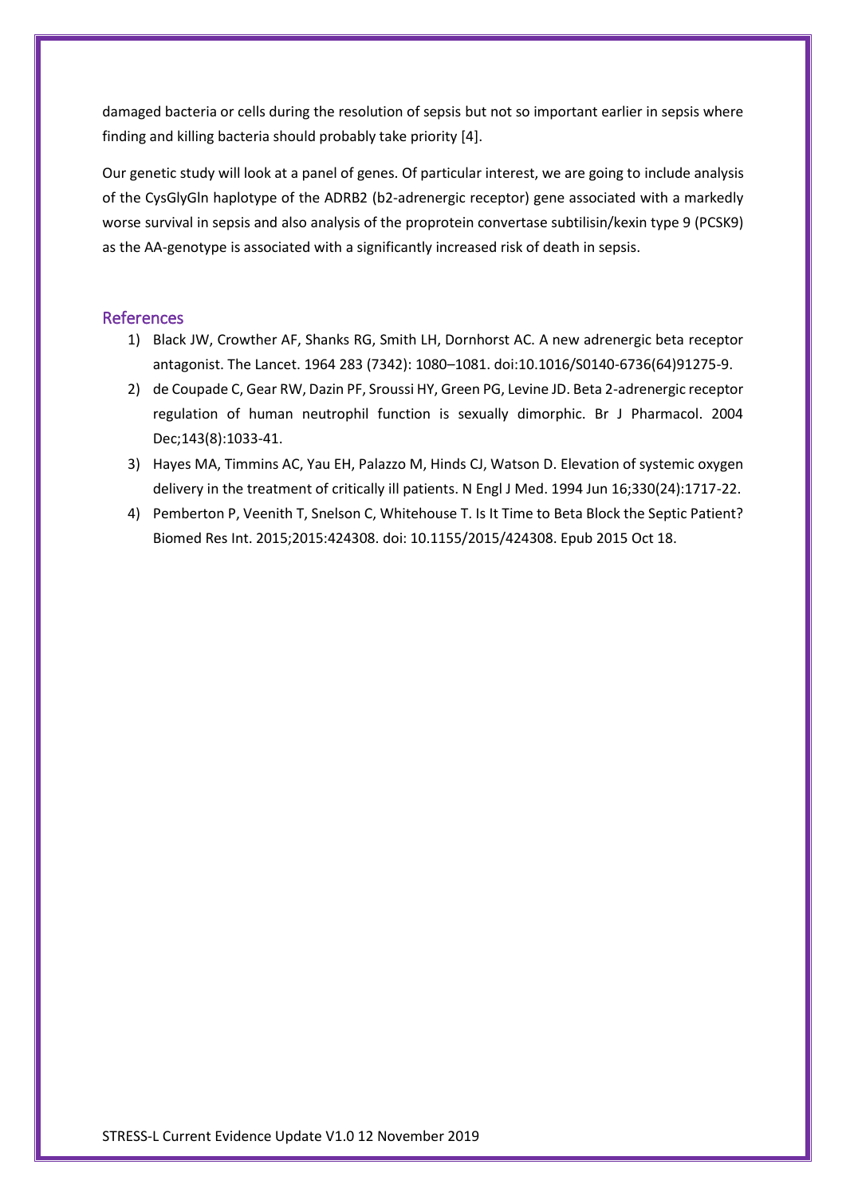damaged bacteria or cells during the resolution of sepsis but not so important earlier in sepsis where finding and killing bacteria should probably take priority [4].

Our genetic study will look at a panel of genes. Of particular interest, we are going to include analysis of the CysGlyGln haplotype of the ADRB2 (b2-adrenergic receptor) gene associated with a markedly worse survival in sepsis and also analysis of the proprotein convertase subtilisin/kexin type 9 (PCSK9) as the AA-genotype is associated with a significantly increased risk of death in sepsis.

## References

1) Black JW, Crowther AF, Shanks RG, Smith LH, Dornhorst AC. A new adrenergic beta receptor antagonist. The Lancet. 1964 283 (7342): 1080–1081. doi:10.1016/S0140-6736(64)91275-9.
2) de Coupade C, Gear RW, Dazin PF, Sroussi HY, Green PG, Levine JD. Beta 2-adrenergic receptor regulation of human neutrophil function is sexually dimorphic. Br J Pharmacol. 2004 Dec;143(8):1033-41.
3) Hayes MA, Timmins AC, Yau EH, Palazzo M, Hinds CJ, Watson D. Elevation of systemic oxygen delivery in the treatment of critically ill patients. N Engl J Med. 1994 Jun 16;330(24):1717-22.
4) Pemberton P, Veenith T, Snelson C, Whitehouse T. Is It Time to Beta Block the Septic Patient? Biomed Res Int. 2015;2015:424308. doi: 10.1155/2015/424308. Epub 2015 Oct 18.